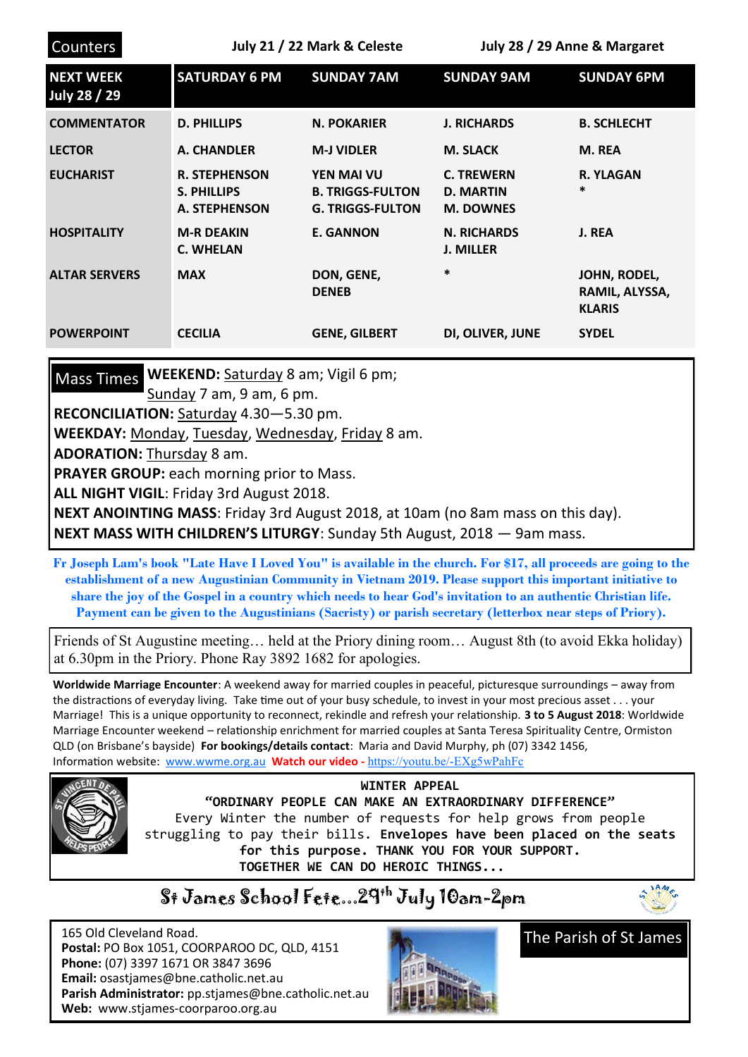**Counters** — July 21 / 22 Mark & Celeste — July 28 / 29 Anne & Margaret

| NEXT WEEK July 28 / 29 | SATURDAY 6 PM | SUNDAY 7AM | SUNDAY 9AM | SUNDAY 6PM |
|---|---|---|---|---|
| COMMENTATOR | D. PHILLIPS | N. POKARIER | J. RICHARDS | B. SCHLECHT |
| LECTOR | A. CHANDLER | M-J VIDLER | M. SLACK | M. REA |
| EUCHARIST | R. STEPHENSON<br>S. PHILLIPS<br>A. STEPHENSON | YEN MAI VU<br>B. TRIGGS-FULTON<br>G. TRIGGS-FULTON | C. TREWERN<br>D. MARTIN<br>M. DOWNES | R. YLAGAN<br>* |
| HOSPITALITY | M-R DEAKIN<br>C. WHELAN | E. GANNON | N. RICHARDS<br>J. MILLER | J. REA |
| ALTAR SERVERS | MAX | DON, GENE, DENEB | * | JOHN, RODEL, RAMIL, ALYSSA, KLARIS |
| POWERPOINT | CECILIA | GENE, GILBERT | DI, OLIVER, JUNE | SYDEL |

## Mass Times

**WEEKEND:** Saturday 8 am; Vigil 6 pm; Sunday 7 am, 9 am, 6 pm.
**RECONCILIATION:** Saturday 4.30—5.30 pm.
**WEEKDAY:** Monday, Tuesday, Wednesday, Friday 8 am.
**ADORATION:** Thursday 8 am.
**PRAYER GROUP:** each morning prior to Mass.
**ALL NIGHT VIGIL**: Friday 3rd August 2018.
**NEXT ANOINTING MASS**: Friday 3rd August 2018, at 10am (no 8am mass on this day).
**NEXT MASS WITH CHILDREN'S LITURGY**: Sunday 5th August, 2018 — 9am mass.

**Fr Joseph Lam's book "Late Have I Loved You" is available in the church. For $17, all proceeds are going to the establishment of a new Augustinian Community in Vietnam 2019. Please support this important initiative to share the joy of the Gospel in a country which needs to hear God's invitation to an authentic Christian life. Payment can be given to the Augustinians (Sacristy) or parish secretary (letterbox near steps of Priory).**

Friends of St Augustine meeting… held at the Priory dining room… August 8th (to avoid Ekka holiday) at 6.30pm in the Priory. Phone Ray 3892 1682 for apologies.

**Worldwide Marriage Encounter**: A weekend away for married couples in peaceful, picturesque surroundings – away from the distractions of everyday living. Take time out of your busy schedule, to invest in your most precious asset . . . your Marriage! This is a unique opportunity to reconnect, rekindle and refresh your relationship. **3 to 5 August 2018**: Worldwide Marriage Encounter weekend – relationship enrichment for married couples at Santa Teresa Spirituality Centre, Ormiston QLD (on Brisbane's bayside) **For bookings/details contact**: Maria and David Murphy, ph (07) 3342 1456, Information website: www.wwme.org.au **Watch our video -** https://youtu.be/-EXg5wPahFc

**WINTER APPEAL**
**"ORDINARY PEOPLE CAN MAKE AN EXTRAORDINARY DIFFERENCE"**
Every Winter the number of requests for help grows from people struggling to pay their bills. **Envelopes have been placed on the seats for this purpose. THANK YOU FOR YOUR SUPPORT. TOGETHER WE CAN DO HEROIC THINGS...**

## St James School Fete...29th July 10am-2pm

165 Old Cleveland Road.
**Postal:** PO Box 1051, COORPAROO DC, QLD, 4151
**Phone:** (07) 3397 1671 OR 3847 3696
**Email:** osastjames@bne.catholic.net.au
**Parish Administrator:** pp.stjames@bne.catholic.net.au
**Web:** www.stjames-coorparoo.org.au

The Parish of St James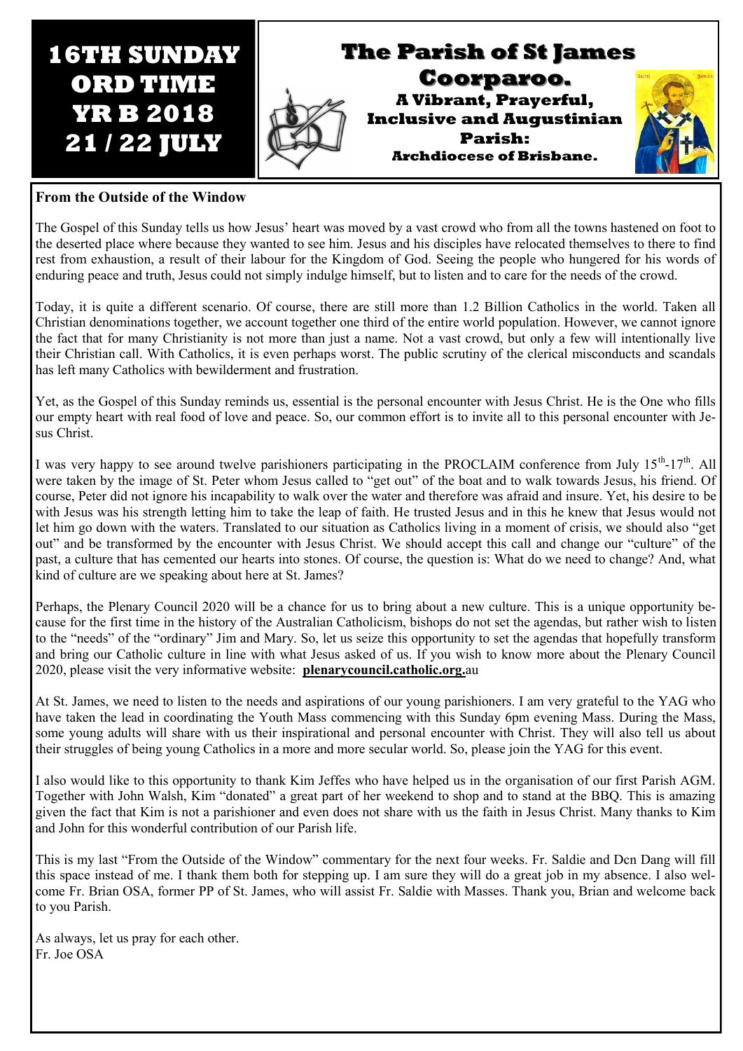# 16TH SUNDAY ORD TIME YR B 2018 21 / 22 JULY

# The Parish of St James Coorparoo.

**A Vibrant, Prayerful, Inclusive and Augustinian Parish: Archdiocese of Brisbane.**

## From the Outside of the Window

The Gospel of this Sunday tells us how Jesus' heart was moved by a vast crowd who from all the towns hastened on foot to the deserted place where because they wanted to see him. Jesus and his disciples have relocated themselves to there to find rest from exhaustion, a result of their labour for the Kingdom of God. Seeing the people who hungered for his words of enduring peace and truth, Jesus could not simply indulge himself, but to listen and to care for the needs of the crowd.

Today, it is quite a different scenario. Of course, there are still more than 1.2 Billion Catholics in the world. Taken all Christian denominations together, we account together one third of the entire world population. However, we cannot ignore the fact that for many Christianity is not more than just a name. Not a vast crowd, but only a few will intentionally live their Christian call. With Catholics, it is even perhaps worst. The public scrutiny of the clerical misconducts and scandals has left many Catholics with bewilderment and frustration.

Yet, as the Gospel of this Sunday reminds us, essential is the personal encounter with Jesus Christ. He is the One who fills our empty heart with real food of love and peace. So, our common effort is to invite all to this personal encounter with Jesus Christ.

I was very happy to see around twelve parishioners participating in the PROCLAIM conference from July 15th-17th. All were taken by the image of St. Peter whom Jesus called to "get out" of the boat and to walk towards Jesus, his friend. Of course, Peter did not ignore his incapability to walk over the water and therefore was afraid and insure. Yet, his desire to be with Jesus was his strength letting him to take the leap of faith. He trusted Jesus and in this he knew that Jesus would not let him go down with the waters. Translated to our situation as Catholics living in a moment of crisis, we should also "get out" and be transformed by the encounter with Jesus Christ. We should accept this call and change our "culture" of the past, a culture that has cemented our hearts into stones. Of course, the question is: What do we need to change? And, what kind of culture are we speaking about here at St. James?

Perhaps, the Plenary Council 2020 will be a chance for us to bring about a new culture. This is a unique opportunity because for the first time in the history of the Australian Catholicism, bishops do not set the agendas, but rather wish to listen to the "needs" of the "ordinary" Jim and Mary. So, let us seize this opportunity to set the agendas that hopefully transform and bring our Catholic culture in line with what Jesus asked of us. If you wish to know more about the Plenary Council 2020, please visit the very informative website: **plenarycouncil.catholic.org.**au

At St. James, we need to listen to the needs and aspirations of our young parishioners. I am very grateful to the YAG who have taken the lead in coordinating the Youth Mass commencing with this Sunday 6pm evening Mass. During the Mass, some young adults will share with us their inspirational and personal encounter with Christ. They will also tell us about their struggles of being young Catholics in a more and more secular world. So, please join the YAG for this event.

I also would like to this opportunity to thank Kim Jeffes who have helped us in the organisation of our first Parish AGM. Together with John Walsh, Kim "donated" a great part of her weekend to shop and to stand at the BBQ. This is amazing given the fact that Kim is not a parishioner and even does not share with us the faith in Jesus Christ. Many thanks to Kim and John for this wonderful contribution of our Parish life.

This is my last "From the Outside of the Window" commentary for the next four weeks. Fr. Saldie and Dcn Dang will fill this space instead of me. I thank them both for stepping up. I am sure they will do a great job in my absence. I also welcome Fr. Brian OSA, former PP of St. James, who will assist Fr. Saldie with Masses. Thank you, Brian and welcome back to you Parish.

As always, let us pray for each other.
Fr. Joe OSA